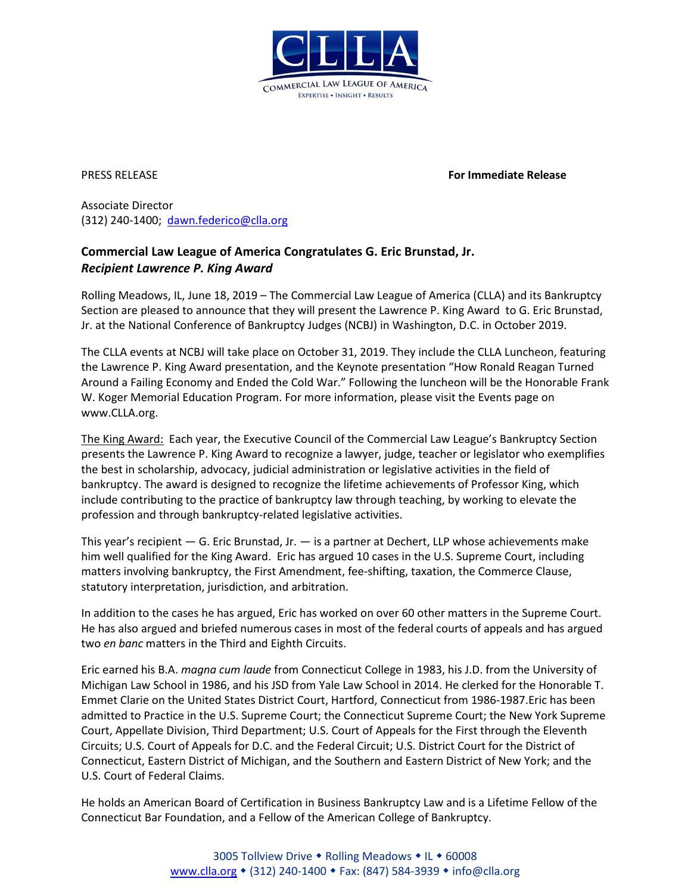PRESS RELEASE **For Immediate Release**

Associate Director
(312) 240-1400; dawn.federico@clla.org

**Commercial Law League of America Congratulates G. Eric Brunstad, Jr.**
***Recipient Lawrence P. King Award***

Rolling Meadows, IL, June 18, 2019 – The Commercial Law League of America (CLLA) and its Bankruptcy Section are pleased to announce that they will present the Lawrence P. King Award to G. Eric Brunstad, Jr. at the National Conference of Bankruptcy Judges (NCBJ) in Washington, D.C. in October 2019.

The CLLA events at NCBJ will take place on October 31, 2019. They include the CLLA Luncheon, featuring the Lawrence P. King Award presentation, and the Keynote presentation "How Ronald Reagan Turned Around a Failing Economy and Ended the Cold War." Following the luncheon will be the Honorable Frank W. Koger Memorial Education Program. For more information, please visit the Events page on www.CLLA.org.

The King Award: Each year, the Executive Council of the Commercial Law League's Bankruptcy Section presents the Lawrence P. King Award to recognize a lawyer, judge, teacher or legislator who exemplifies the best in scholarship, advocacy, judicial administration or legislative activities in the field of bankruptcy. The award is designed to recognize the lifetime achievements of Professor King, which include contributing to the practice of bankruptcy law through teaching, by working to elevate the profession and through bankruptcy-related legislative activities.

This year's recipient — G. Eric Brunstad, Jr. — is a partner at Dechert, LLP whose achievements make him well qualified for the King Award. Eric has argued 10 cases in the U.S. Supreme Court, including matters involving bankruptcy, the First Amendment, fee-shifting, taxation, the Commerce Clause, statutory interpretation, jurisdiction, and arbitration.

In addition to the cases he has argued, Eric has worked on over 60 other matters in the Supreme Court. He has also argued and briefed numerous cases in most of the federal courts of appeals and has argued two *en banc* matters in the Third and Eighth Circuits.

Eric earned his B.A. *magna cum laude* from Connecticut College in 1983, his J.D. from the University of Michigan Law School in 1986, and his JSD from Yale Law School in 2014. He clerked for the Honorable T. Emmet Clarie on the United States District Court, Hartford, Connecticut from 1986-1987.Eric has been admitted to Practice in the U.S. Supreme Court; the Connecticut Supreme Court; the New York Supreme Court, Appellate Division, Third Department; U.S. Court of Appeals for the First through the Eleventh Circuits; U.S. Court of Appeals for D.C. and the Federal Circuit; U.S. District Court for the District of Connecticut, Eastern District of Michigan, and the Southern and Eastern District of New York; and the U.S. Court of Federal Claims.

He holds an American Board of Certification in Business Bankruptcy Law and is a Lifetime Fellow of the Connecticut Bar Foundation, and a Fellow of the American College of Bankruptcy.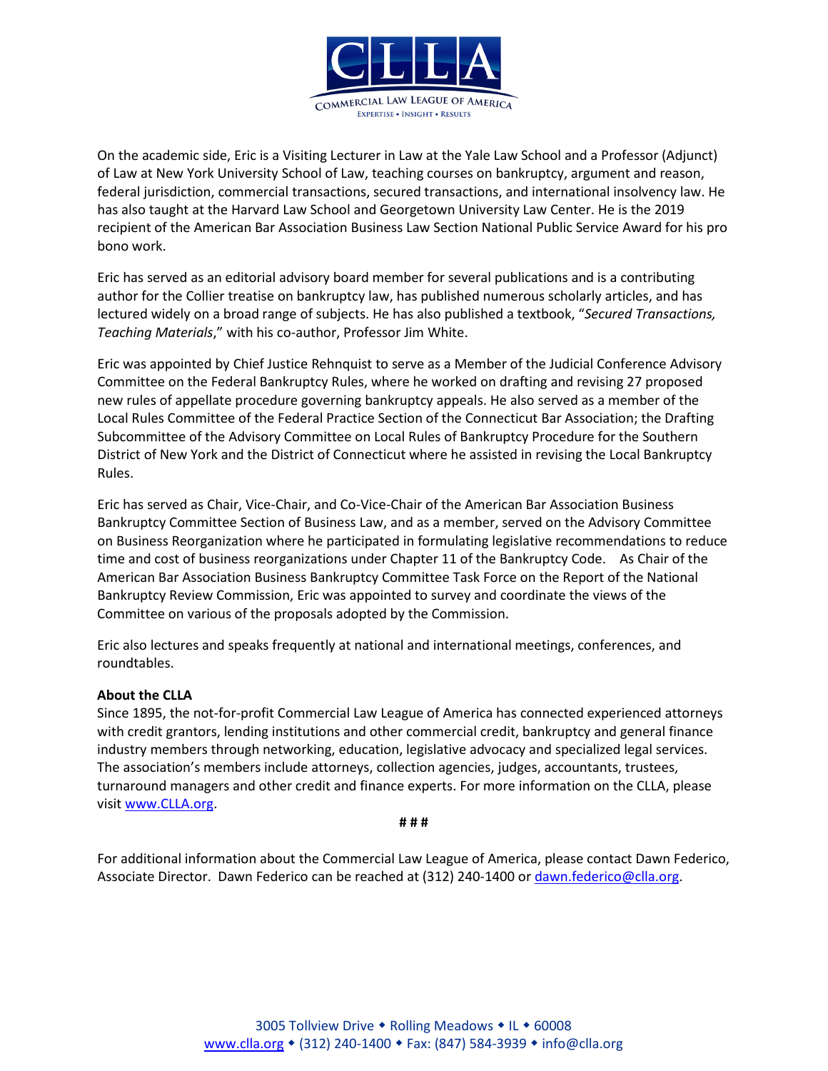On the academic side, Eric is a Visiting Lecturer in Law at the Yale Law School and a Professor (Adjunct) of Law at New York University School of Law, teaching courses on bankruptcy, argument and reason, federal jurisdiction, commercial transactions, secured transactions, and international insolvency law. He has also taught at the Harvard Law School and Georgetown University Law Center. He is the 2019 recipient of the American Bar Association Business Law Section National Public Service Award for his pro bono work.

Eric has served as an editorial advisory board member for several publications and is a contributing author for the Collier treatise on bankruptcy law, has published numerous scholarly articles, and has lectured widely on a broad range of subjects. He has also published a textbook, "*Secured Transactions, Teaching Materials*," with his co-author, Professor Jim White.

Eric was appointed by Chief Justice Rehnquist to serve as a Member of the Judicial Conference Advisory Committee on the Federal Bankruptcy Rules, where he worked on drafting and revising 27 proposed new rules of appellate procedure governing bankruptcy appeals. He also served as a member of the Local Rules Committee of the Federal Practice Section of the Connecticut Bar Association; the Drafting Subcommittee of the Advisory Committee on Local Rules of Bankruptcy Procedure for the Southern District of New York and the District of Connecticut where he assisted in revising the Local Bankruptcy Rules.

Eric has served as Chair, Vice-Chair, and Co-Vice-Chair of the American Bar Association Business Bankruptcy Committee Section of Business Law, and as a member, served on the Advisory Committee on Business Reorganization where he participated in formulating legislative recommendations to reduce time and cost of business reorganizations under Chapter 11 of the Bankruptcy Code. As Chair of the American Bar Association Business Bankruptcy Committee Task Force on the Report of the National Bankruptcy Review Commission, Eric was appointed to survey and coordinate the views of the Committee on various of the proposals adopted by the Commission.

Eric also lectures and speaks frequently at national and international meetings, conferences, and roundtables.

**About the CLLA**

Since 1895, the not-for-profit Commercial Law League of America has connected experienced attorneys with credit grantors, lending institutions and other commercial credit, bankruptcy and general finance industry members through networking, education, legislative advocacy and specialized legal services. The association's members include attorneys, collection agencies, judges, accountants, trustees, turnaround managers and other credit and finance experts. For more information on the CLLA, please visit www.CLLA.org.

**# # #**

For additional information about the Commercial Law League of America, please contact Dawn Federico, Associate Director. Dawn Federico can be reached at (312) 240-1400 or dawn.federico@clla.org.